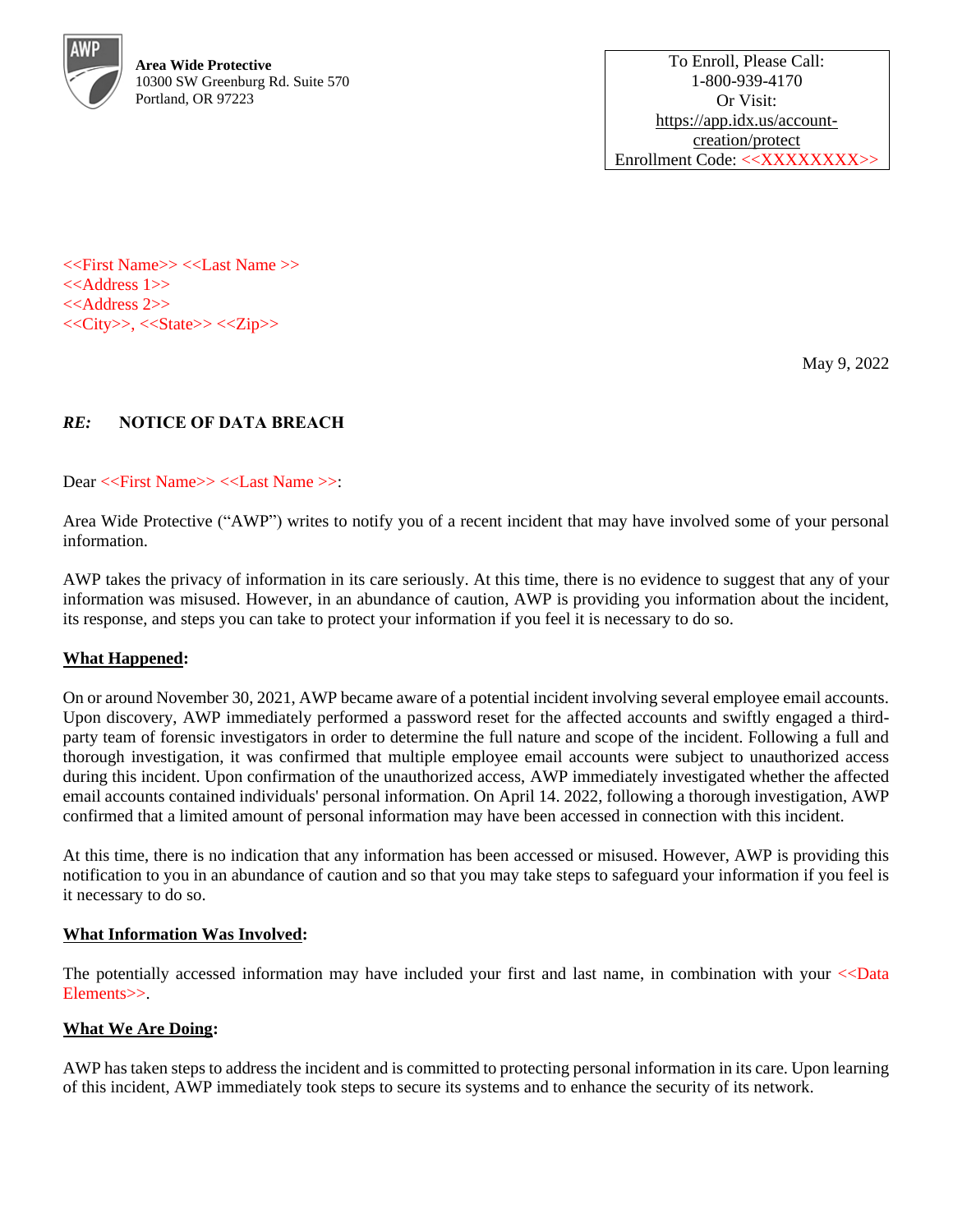**Area Wide Protective**
10300 SW Greenburg Rd. Suite 570
Portland, OR 97223

To Enroll, Please Call:
1-800-939-4170
Or Visit:
https://app.idx.us/account-creation/protect
Enrollment Code: <<XXXXXXXX>>

<<First Name>> <<Last Name >>
<<Address 1>>
<<Address 2>>
<<City>>, <<State>> <<Zip>>

May 9, 2022

***RE:*** **NOTICE OF DATA BREACH**

Dear <<First Name>> <<Last Name >>:

Area Wide Protective ("AWP") writes to notify you of a recent incident that may have involved some of your personal information.

AWP takes the privacy of information in its care seriously. At this time, there is no evidence to suggest that any of your information was misused. However, in an abundance of caution, AWP is providing you information about the incident, its response, and steps you can take to protect your information if you feel it is necessary to do so.

**What Happened:**

On or around November 30, 2021, AWP became aware of a potential incident involving several employee email accounts. Upon discovery, AWP immediately performed a password reset for the affected accounts and swiftly engaged a third-party team of forensic investigators in order to determine the full nature and scope of the incident. Following a full and thorough investigation, it was confirmed that multiple employee email accounts were subject to unauthorized access during this incident. Upon confirmation of the unauthorized access, AWP immediately investigated whether the affected email accounts contained individuals' personal information. On April 14. 2022, following a thorough investigation, AWP confirmed that a limited amount of personal information may have been accessed in connection with this incident.

At this time, there is no indication that any information has been accessed or misused. However, AWP is providing this notification to you in an abundance of caution and so that you may take steps to safeguard your information if you feel is it necessary to do so.

**What Information Was Involved:**

The potentially accessed information may have included your first and last name, in combination with your <<Data Elements>>.

**What We Are Doing:**

AWP has taken steps to address the incident and is committed to protecting personal information in its care. Upon learning of this incident, AWP immediately took steps to secure its systems and to enhance the security of its network.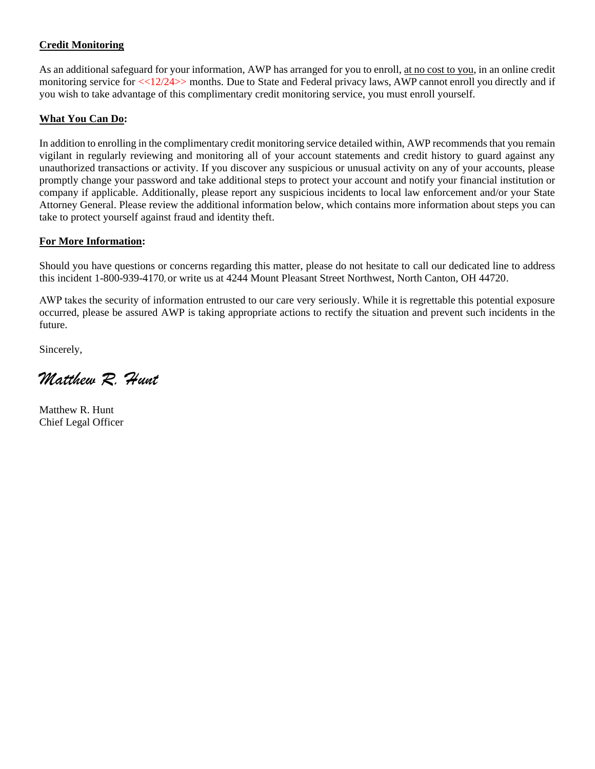**<u>Credit Monitoring</u>**

As an additional safeguard for your information, AWP has arranged for you to enroll, <u>at no cost to you</u>, in an online credit monitoring service for <<12/24>> months. Due to State and Federal privacy laws, AWP cannot enroll you directly and if you wish to take advantage of this complimentary credit monitoring service, you must enroll yourself.

**<u>What You Can Do</u>:**

In addition to enrolling in the complimentary credit monitoring service detailed within, AWP recommends that you remain vigilant in regularly reviewing and monitoring all of your account statements and credit history to guard against any unauthorized transactions or activity. If you discover any suspicious or unusual activity on any of your accounts, please promptly change your password and take additional steps to protect your account and notify your financial institution or company if applicable. Additionally, please report any suspicious incidents to local law enforcement and/or your State Attorney General. Please review the additional information below, which contains more information about steps you can take to protect yourself against fraud and identity theft.

**<u>For More Information</u>:**

Should you have questions or concerns regarding this matter, please do not hesitate to call our dedicated line to address this incident 1-800-939-4170, or write us at 4244 Mount Pleasant Street Northwest, North Canton, OH 44720.

AWP takes the security of information entrusted to our care very seriously. While it is regrettable this potential exposure occurred, please be assured AWP is taking appropriate actions to rectify the situation and prevent such incidents in the future.

Sincerely,

*Matthew R. Hunt*

Matthew R. Hunt
Chief Legal Officer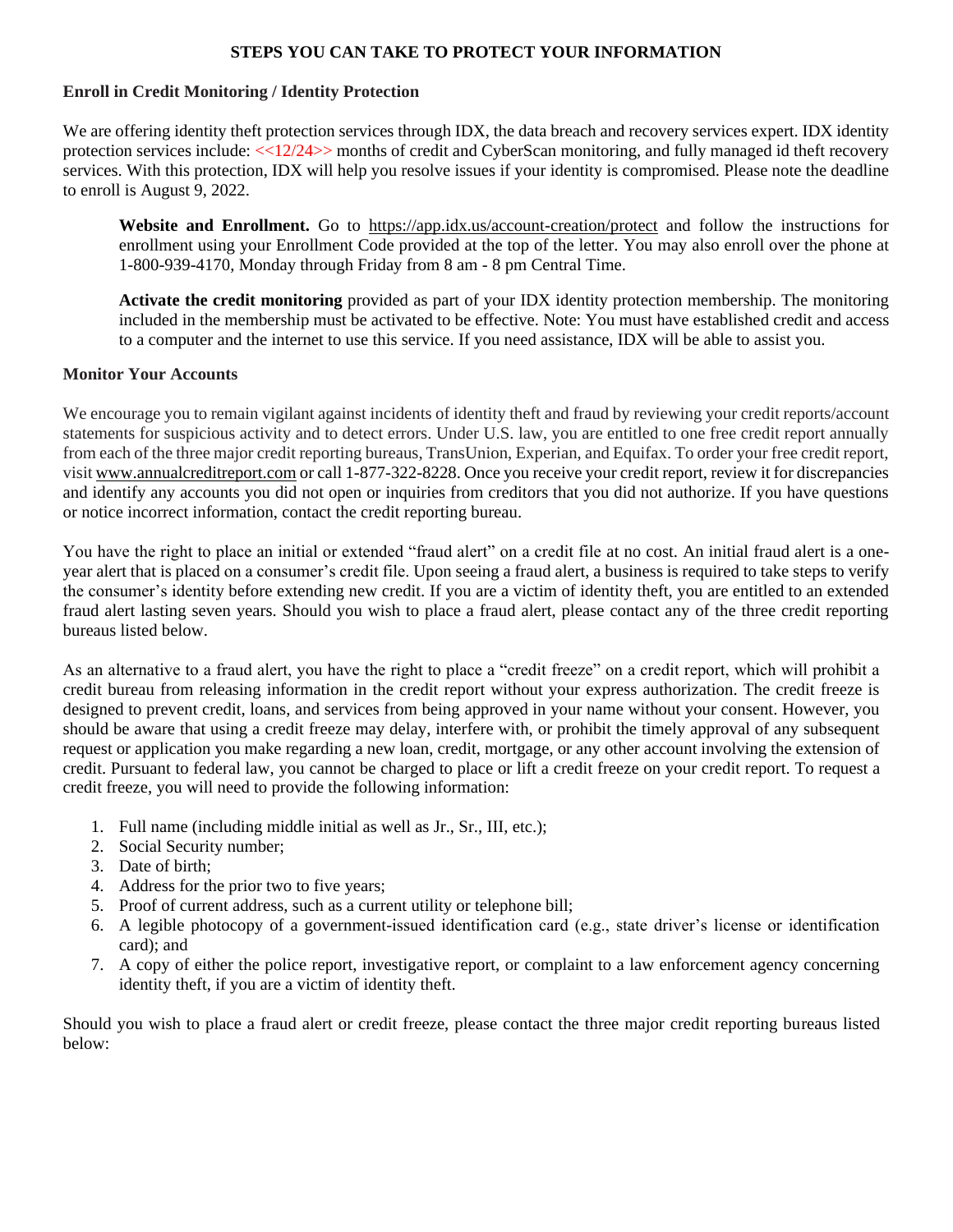## STEPS YOU CAN TAKE TO PROTECT YOUR INFORMATION

### Enroll in Credit Monitoring / Identity Protection

We are offering identity theft protection services through IDX, the data breach and recovery services expert. IDX identity protection services include: <<12/24>> months of credit and CyberScan monitoring, and fully managed id theft recovery services. With this protection, IDX will help you resolve issues if your identity is compromised. Please note the deadline to enroll is August 9, 2022.

**Website and Enrollment.** Go to https://app.idx.us/account-creation/protect and follow the instructions for enrollment using your Enrollment Code provided at the top of the letter. You may also enroll over the phone at 1-800-939-4170, Monday through Friday from 8 am - 8 pm Central Time.

**Activate the credit monitoring** provided as part of your IDX identity protection membership. The monitoring included in the membership must be activated to be effective. Note: You must have established credit and access to a computer and the internet to use this service. If you need assistance, IDX will be able to assist you.

### Monitor Your Accounts

We encourage you to remain vigilant against incidents of identity theft and fraud by reviewing your credit reports/account statements for suspicious activity and to detect errors. Under U.S. law, you are entitled to one free credit report annually from each of the three major credit reporting bureaus, TransUnion, Experian, and Equifax. To order your free credit report, visit www.annualcreditreport.com or call 1-877-322-8228. Once you receive your credit report, review it for discrepancies and identify any accounts you did not open or inquiries from creditors that you did not authorize. If you have questions or notice incorrect information, contact the credit reporting bureau.

You have the right to place an initial or extended "fraud alert" on a credit file at no cost. An initial fraud alert is a one-year alert that is placed on a consumer's credit file. Upon seeing a fraud alert, a business is required to take steps to verify the consumer's identity before extending new credit. If you are a victim of identity theft, you are entitled to an extended fraud alert lasting seven years. Should you wish to place a fraud alert, please contact any of the three credit reporting bureaus listed below.

As an alternative to a fraud alert, you have the right to place a "credit freeze" on a credit report, which will prohibit a credit bureau from releasing information in the credit report without your express authorization. The credit freeze is designed to prevent credit, loans, and services from being approved in your name without your consent. However, you should be aware that using a credit freeze may delay, interfere with, or prohibit the timely approval of any subsequent request or application you make regarding a new loan, credit, mortgage, or any other account involving the extension of credit. Pursuant to federal law, you cannot be charged to place or lift a credit freeze on your credit report. To request a credit freeze, you will need to provide the following information:

1. Full name (including middle initial as well as Jr., Sr., III, etc.);
2. Social Security number;
3. Date of birth;
4. Address for the prior two to five years;
5. Proof of current address, such as a current utility or telephone bill;
6. A legible photocopy of a government-issued identification card (e.g., state driver's license or identification card); and
7. A copy of either the police report, investigative report, or complaint to a law enforcement agency concerning identity theft, if you are a victim of identity theft.

Should you wish to place a fraud alert or credit freeze, please contact the three major credit reporting bureaus listed below: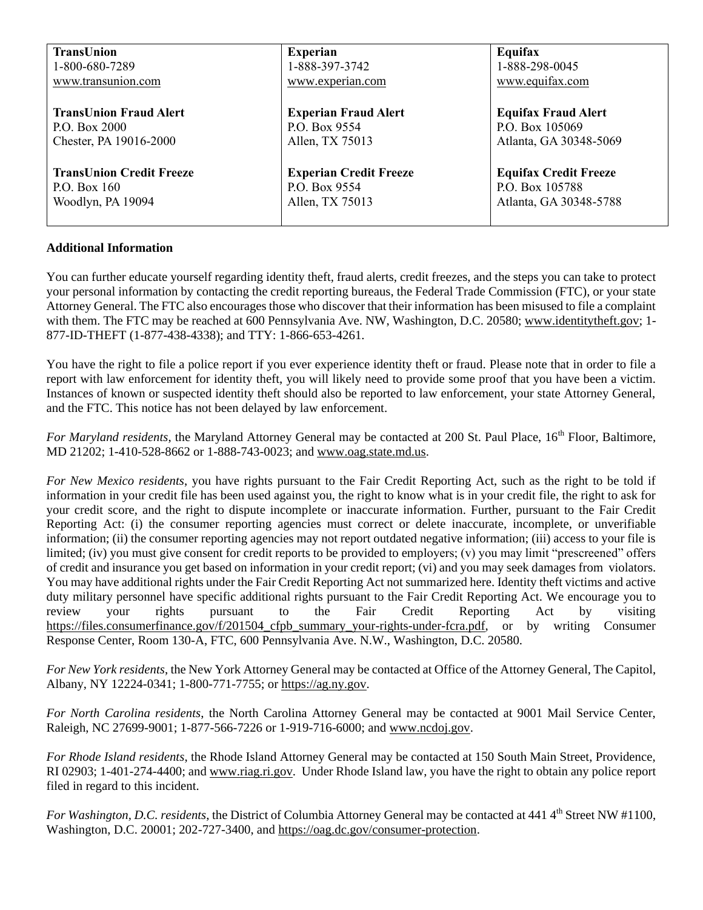| | | |
|---|---|---|
| **TransUnion**<br>1-800-680-7289<br>www.transunion.com<br><br>**TransUnion Fraud Alert**<br>P.O. Box 2000<br>Chester, PA 19016-2000<br><br>**TransUnion Credit Freeze**<br>P.O. Box 160<br>Woodlyn, PA 19094 | **Experian**<br>1-888-397-3742<br>www.experian.com<br><br>**Experian Fraud Alert**<br>P.O. Box 9554<br>Allen, TX 75013<br><br>**Experian Credit Freeze**<br>P.O. Box 9554<br>Allen, TX 75013 | **Equifax**<br>1-888-298-0045<br>www.equifax.com<br><br>**Equifax Fraud Alert**<br>P.O. Box 105069<br>Atlanta, GA 30348-5069<br><br>**Equifax Credit Freeze**<br>P.O. Box 105788<br>Atlanta, GA 30348-5788 |

**Additional Information**

You can further educate yourself regarding identity theft, fraud alerts, credit freezes, and the steps you can take to protect your personal information by contacting the credit reporting bureaus, the Federal Trade Commission (FTC), or your state Attorney General. The FTC also encourages those who discover that their information has been misused to file a complaint with them. The FTC may be reached at 600 Pennsylvania Ave. NW, Washington, D.C. 20580; www.identitytheft.gov; 1-877-ID-THEFT (1-877-438-4338); and TTY: 1-866-653-4261.

You have the right to file a police report if you ever experience identity theft or fraud. Please note that in order to file a report with law enforcement for identity theft, you will likely need to provide some proof that you have been a victim. Instances of known or suspected identity theft should also be reported to law enforcement, your state Attorney General, and the FTC. This notice has not been delayed by law enforcement.

*For Maryland residents*, the Maryland Attorney General may be contacted at 200 St. Paul Place, 16th Floor, Baltimore, MD 21202; 1-410-528-8662 or 1-888-743-0023; and www.oag.state.md.us.

*For New Mexico residents*, you have rights pursuant to the Fair Credit Reporting Act, such as the right to be told if information in your credit file has been used against you, the right to know what is in your credit file, the right to ask for your credit score, and the right to dispute incomplete or inaccurate information. Further, pursuant to the Fair Credit Reporting Act: (i) the consumer reporting agencies must correct or delete inaccurate, incomplete, or unverifiable information; (ii) the consumer reporting agencies may not report outdated negative information; (iii) access to your file is limited; (iv) you must give consent for credit reports to be provided to employers; (v) you may limit "prescreened" offers of credit and insurance you get based on information in your credit report; (vi) and you may seek damages from violators. You may have additional rights under the Fair Credit Reporting Act not summarized here. Identity theft victims and active duty military personnel have specific additional rights pursuant to the Fair Credit Reporting Act. We encourage you to review your rights pursuant to the Fair Credit Reporting Act by visiting https://files.consumerfinance.gov/f/201504_cfpb_summary_your-rights-under-fcra.pdf, or by writing Consumer Response Center, Room 130-A, FTC, 600 Pennsylvania Ave. N.W., Washington, D.C. 20580.

*For New York residents*, the New York Attorney General may be contacted at Office of the Attorney General, The Capitol, Albany, NY 12224-0341; 1-800-771-7755; or https://ag.ny.gov.

*For North Carolina residents*, the North Carolina Attorney General may be contacted at 9001 Mail Service Center, Raleigh, NC 27699-9001; 1-877-566-7226 or 1-919-716-6000; and www.ncdoj.gov.

*For Rhode Island residents*, the Rhode Island Attorney General may be contacted at 150 South Main Street, Providence, RI 02903; 1-401-274-4400; and www.riag.ri.gov. Under Rhode Island law, you have the right to obtain any police report filed in regard to this incident.

*For Washington, D.C. residents*, the District of Columbia Attorney General may be contacted at 441 4th Street NW #1100, Washington, D.C. 20001; 202-727-3400, and https://oag.dc.gov/consumer-protection.